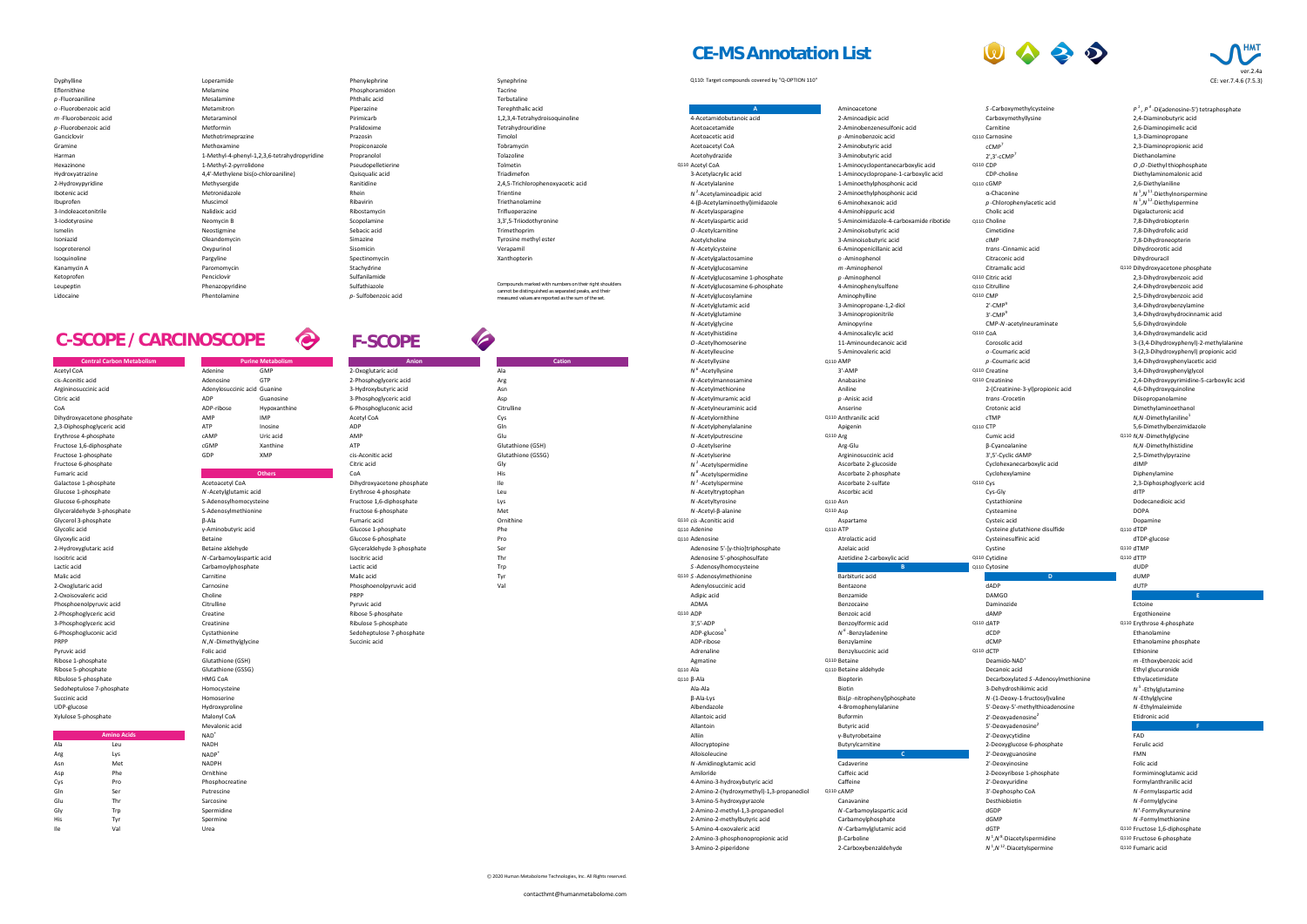# CE-MS Annotation List

ver.2.4a

CE: ver.7.4.6 (7.5.3)

Q110: Target compounds covered by "Q-OPTION 110"

Dyphylline
Eflornithine
*p*-Fluoroaniline
*o*-Fluorobenzoic acid
*m*-Fluorobenzoic acid
*p*-Fluorobenzoic acid
Ganciclovir
Gramine
Harman
Hexazinone
Hydroxyatrazine
2-Hydroxypyridine
Ibotenic acid
Ibuprofen
3-Indoleacetonitrile
3-Iodotyrosine
Ismelin
Isoniazid
Isoproterenol
Isoquinoline
Kanamycin A
Ketoprofen
Leupeptin
Lidocaine

Loperamide
Melamine
Mesalamine
Metamitron
Metaraminol
Metformin
Methotrimeprazine
Methoxamine
1-Methyl-4-phenyl-1,2,3,6-tetrahydropyridine
1-Methyl-2-pyrrolidone
4,4'-Methylene bis(o-chloroaniline)
Methysergide
Metronidazole
Muscimol
Nalidixic acid
Neomycin B
Neostigmine
Oleandomycin
Oxypurinol
Pargyline
Paromomycin
Penciclovir
Phenazopyridine
Phentolamine

Phenylephrine
Phosphoramidon
Phthalic acid
Pirimicarb
Pralidoxime
Prazosin
Propiconazole
Propranolol
Pseudopelletierine
Quisqualic acid
Ranitidine
Rhein
Ribavirin
Ribostamycin
Scopolamine
Sebacic acid
Simazine
Sisomicin
Spectinomycin
Stachydrine
Sulfanilamide
Sulfathiazole
*p*-Sulfobenzoic acid

Synephrine
Tacrine
Terbutaline
Terephthalic acid
1,2,3,4-Tetrahydroisoquinoline
Tetrahydrouridine
Timolol
Tobramycin
Tolazoline
Tolmetin
Triadimefon
2,4,5-Trichlorophenoxyacetic acid
Trientine
Triethanolamine
Trifluoperazine
3,3',5-Triiodothyronine
Trimethoprim
Tyrosine methyl ester
Verapamil
Xanthopterin

Compounds marked with numbers on their right shoulders cannot be distinguished as separated peaks, and their measured values are reported as the sum of the set.

## C-SCOPE / CARCINOSCOPE

| Central Carbon Metabolism | Purine Metabolism | | Amino Acids | |
|---|---|---|---|---|
| Acetyl CoA | Adenine | GMP | Ala | Leu |
| cis-Aconitic acid | Adenosine | GTP | Arg | Lys |
| Argininosuccinic acid | Adenylosuccinic acid | Guanine | Asn | Met |
| Citric acid | ADP | Guanosine | Asp | Phe |
| CoA | ADP-ribose | Hypoxanthine | Cys | Pro |
| Dihydroxyacetone phosphate | AMP | IMP | Gln | Ser |
| 2,3-Diphosphoglyceric acid | ATP | Inosine | Glu | Thr |
| Erythrose 4-phosphate | cAMP | Uric acid | Gly | Trp |
| Fructose 1,6-diphosphate | cGMP | Xanthine | His | Tyr |
| Fructose 1-phosphate | GDP | XMP | Ile | Val |
| Fructose 6-phosphate | | | | |
| Fumaric acid | | | | |
| Galactose 1-phosphate | | | | |
| Glucose 1-phosphate | | | | |
| Glucose 6-phosphate | | | | |
| Glyceraldehyde 3-phosphate | | | | |
| Glycerol 3-phosphate | | | | |
| Glycolic acid | | | | |
| Glyoxylic acid | | | | |
| 2-Hydroxyglutaric acid | | | | |
| Isocitric acid | | | | |
| Lactic acid | | | | |
| Malic acid | | | | |
| 2-Oxoglutaric acid | | | | |
| 2-Oxoisovaleric acid | | | | |
| Phosphoenolpyruvic acid | | | | |
| 2-Phosphoglyceric acid | | | | |
| 3-Phosphoglyceric acid | | | | |
| 6-Phosphogluconic acid | | | | |
| PRPP | | | | |
| Pyruvic acid | | | | |
| Ribose 1-phosphate | | | | |
| Ribose 5-phosphate | | | | |
| Ribulose 5-phosphate | | | | |
| Sedoheptulose 7-phosphate | | | | |
| Succinic acid | | | | |
| UDP-glucose | | | | |
| Xylulose 5-phosphate | | | | |

### Others

Acetoacetyl CoA
*N*-Acetylglutamic acid
S-Adenosylhomocysteine
S-Adenosylmethionine
β-Ala
γ-Aminobutyric acid
Betaine
Betaine aldehyde
*N*-Carbamoylaspartic acid
Carbamoylphosphate
Carnitine
Carnosine
Choline
Citrulline
Creatine
Creatinine
Cystathionine
*N*,*N*-Dimethylglycine
Folic acid
Glutathione (GSH)
Glutathione (GSSG)
HMG CoA
Homocysteine
Homoserine
Hydroxyproline
Malonyl CoA
Mevalonic acid
NAD+
NADH
NADP+
NADPH
Ornithine
Phosphocreatine
Putrescine
Sarcosine
Spermidine
Spermine
Urea

## F-SCOPE

| Anion | Cation |
|---|---|
| 2-Oxoglutaric acid | Ala |
| 2-Phosphoglyceric acid | Arg |
| 3-Hydroxybutyric acid | Asn |
| 3-Phosphoglyceric acid | Asp |
| 6-Phosphogluconic acid | Citrulline |
| Acetyl CoA | Cys |
| ADP | Gln |
| AMP | Glu |
| ATP | Glutathione (GSH) |
| cis-Aconitic acid | Glutathione (GSSG) |
| Citric acid | Gly |
| CoA | His |
| Dihydroxyacetone phosphate | Ile |
| Erythrose 4-phosphate | Leu |
| Fructose 1,6-diphosphate | Lys |
| Fructose 6-phosphate | Met |
| Fumaric acid | Ornithine |
| Glucose 1-phosphate | Phe |
| Glucose 6-phosphate | Pro |
| Glyceraldehyde 3-phosphate | Ser |
| Isocitric acid | Thr |
| Lactic acid | Trp |
| Malic acid | Tyr |
| Phosphoenolpyruvic acid | Val |
| PRPP | |
| Pyruvic acid | |
| Ribose 5-phosphate | |
| Ribulose 5-phosphate | |
| Sedoheptulose 7-phosphate | |
| Succinic acid | |

## A

4-Acetamidobutanoic acid
Acetoacetamide
Acetoacetic acid
Acetoacetyl CoA
Acetohydrazide
Q110 Acetyl CoA
3-Acetylacrylic acid
*N*-Acetylalanine
$N^6$-Acetylaminoadipic acid
4-(β-Acetylaminoethyl)imidazole
*N*-Acetylasparagine
*N*-Acetylaspartic acid
*O*-Acetylcarnitine
Acetylcholine
*N*-Acetylcysteine
*N*-Acetylgalactosamine
*N*-Acetylglucosamine
*N*-Acetylglucosamine 1-phosphate
*N*-Acetylglucosamine 6-phosphate
*N*-Acetylglucosylamine
*N*-Acetylglutamic acid
*N*-Acetylglutamine
*N*-Acetylglycine
*N*-Acetylhistidine
*O*-Acetylhomoserine
*N*-Acetylleucine
*N*-Acetyllysine
$N^6$-Acetyllysine
*N*-Acetylmannosamine
*N*-Acetylmethionine
*N*-Acetylmuramic acid
*N*-Acetylneuraminic acid
*N*-Acetylornithine
*N*-Acetylphenylalanine
*N*-Acetylputrescine
*O*-Acetylserine
*N*-Acetylserine
$N^1$-Acetylspermidine
$N^8$-Acetylspermidine
$N^1$-Acetylspermine
*N*-Acetyltryptophan
*N*-Acetyltyrosine
*N*-Acetyl-β-alanine
Q110 *cis*-Aconitic acid
Q110 Adenine
Q110 Adenosine
Adenosine 5'-[γ-thio]triphosphate
Adenosine 5'-phosphosulfate
*S*-Adenosylhomocysteine
Q110 *S*-Adenosylmethionine
Adenylosuccinic acid
Adipic acid
ADMA
Q110 ADP
3',5'-ADP
ADP-glucose[5]
ADP-ribose
Adrenaline
Agmatine
Q110 Ala
Q110 β-Ala
Ala-Ala
β-Ala-Lys
Albendazole
Allantoic acid
Allantoin
Alliin
Allocryptopine
Alloisoleucine
*N*-Amidinoglutamic acid
Amiloride
4-Amino-3-hydroxybutyric acid
2-Amino-2-(hydroxymethyl)-1,3-propanediol
3-Amino-5-hydroxypyrazole
2-Amino-2-methyl-1,3-propanediol
2-Amino-2-methylbutyric acid
5-Amino-4-oxovaleric acid
2-Amino-3-phosphonopropionic acid
3-Amino-2-piperidone
Aminoacetone
2-Aminoadipic acid
2-Aminobenzenesulfonic acid
*p*-Aminobenzoic acid
2-Aminobutyric acid
3-Aminobutyric acid
1-Aminocyclopentanecarboxylic acid
1-Aminocyclopropane-1-carboxylic acid
1-Aminoethylphosphonic acid
2-Aminoethylphosphonic acid
6-Aminohexanoic acid
4-Aminohippuric acid
5-Aminoimidazole-4-carboxamide ribotide
2-Aminoisobutyric acid
3-Aminoisobutyric acid
6-Aminopenicillanic acid
*o*-Aminophenol
*m*-Aminophenol
*p*-Aminophenol
4-Aminophenylsulfone
Aminophylline
3-Aminopropane-1,2-diol
3-Aminopropionitrile
Aminopyrine
4-Aminosalicylic acid
11-Aminoundecanoic acid
5-Aminovaleric acid
Q110 AMP
3'-AMP
Anabasine
Aniline
*p*-Anisic acid
Anserine
Q110 Anthranilic acid
Apigenin
Q110 Arg
Arg-Glu
Argininosuccinic acid
Ascorbate 2-glucoside
Ascorbate 2-phosphate
Ascorbate 2-sulfate
Ascorbic acid
Q110 Asn
Q110 Asp
Aspartame
Q110 ATP
Atrolactic acid
Azelaic acid
Azetidine 2-carboxylic acid

## B

Barbituric acid
Bentazone
Benzamide
Benzocaine
Benzoic acid
Benzoylformic acid
$N^6$-Benzyladenine
Benzylamine
Benzylsuccinic acid
Q110 Betaine
Q110 Betaine aldehyde
Biopterin
Biotin
Bis(*p*-nitrophenyl)phosphate
4-Bromophenylalanine
Buformin
Butyric acid
γ-Butyrobetaine
Butyrylcarnitine

## C

Cadaverine
Caffeic acid
Caffeine
Q110 cAMP
Canavanine
*N*-Carbamoylaspartic acid
Carbamoylphosphate
*N*-Carbamylglutamic acid
β-Carboline
2-Carboxybenzaldehyde
*S*-Carboxymethylcysteine
Carboxymethyllysine
Carnitine
Q110 Carnosine
cCMP[7]
2',3'-cCMP[7]
Q110 CDP
CDP-choline
Q110 cGMP
α-Chaconine
*p*-Chlorophenylacetic acid
Cholic acid
Q110 Choline
Cimetidine
cIMP
*trans*-Cinnamic acid
Citraconic acid
Citramalic acid
Q110 Citric acid
Q110 Citrulline
Q110 CMP
2'-CMP[8]
3'-CMP[8]
CMP-*N*-acetylneuraminate
Q110 CoA
Corosolic acid
*o*-Coumaric acid
*p*-Coumaric acid
Q110 Creatine
Q110 Creatinine
2-(Creatinine-3-yl)propionic acid
*trans*-Crocetin
Crotonic acid
cTMP
Q110 CTP
Cumic acid
β-Cyanoalanine
3',5'-Cyclic dAMP
Cyclohexanecarboxylic acid
Cyclohexylamine
Q110 Cys
Cys-Gly
Cystathionine
Cysteamine
Cysteic acid
Cysteine glutathione disulfide
Cysteinesulfinic acid
Cystine
Q110 Cytidine
Q110 Cytosine

## D

dADP
DAMGO
Daminozide
dAMP
Q110 dATP
dCDP
dCMP
Q110 dCTP
Deamido-NAD+
Decanoic acid
Decarboxylated *S*-Adenosylmethionine
3-Dehydroshikimic acid
*N*-(1-Deoxy-1-fructosyl)valine
5'-Deoxy-5'-methylthioadenosine
2'-Deoxyadenosine[2]
5'-Deoxyadenosine[2]
2'-Deoxycytidine
2-Deoxyglucose 6-phosphate
2'-Deoxyguanosine
2'-Deoxyinosine
2-Deoxyribose 1-phosphate
2'-Deoxyuridine
3'-Dephospho CoA
Desthiobiotin
dGDP
dGMP
dGTP
$N^1$,$N^8$-Diacetylspermidine
$N^1$,$N^{12}$-Diacetylspermine
$P^1$,$P^4$-Di(adenosine-5') tetraphosphate
2,4-Diaminobutyric acid
2,6-Diaminopimelic acid
1,3-Diaminopropane
2,3-Diaminopropionic acid
Diethanolamine
*O*,*O*-Diethyl thiophosphate
Diethylaminomalonic acid
2,6-Diethylaniline
$N^1$,$N^{11}$-Diethylnorspermine
$N^1$,$N^{12}$-Diethylspermine
Digalacturonic acid
7,8-Dihydrobiopterin
7,8-Dihydrofolic acid
7,8-Dihydroneopterin
Dihydroorotic acid
Dihydrouracil
Q110 Dihydroxyacetone phosphate
2,3-Dihydroxybenzoic acid
2,4-Dihydroxybenzoic acid
2,5-Dihydroxybenzoic acid
3,4-Dihydroxybenzylamine
3,4-Dihydroxyhydrocinnamic acid
5,6-Dihydroxyindole
3,4-Dihydroxymandelic acid
3-(3,4-Dihydroxyphenyl)-2-methylalanine
3-(2,3-Dihydroxyphenyl) propionic acid
3,4-Dihydroxyphenylacetic acid
3,4-Dihydroxyphenylglycol
2,4-Dihydroxypyrimidine-5-carboxylic acid
4,6-Dihydroxyquinoline
Diisopropanolamine
Dimethylaminoethanol
*N*,*N*-Dimethylaniline[3]
5,6-Dimethylbenzimidazole
Q110 *N*,*N*-Dimethylglycine
*N*,*N*-Dimethylhistidine
2,5-Dimethylpyrazine
dIMP
Diphenylamine
2,3-Diphosphoglyceric acid
dITP
Dodecanedioic acid
DOPA
Dopamine
Q110 dTDP
dTDP-glucose
Q110 dTMP
Q110 dTTP
dUDP
dUMP
dUTP

## E

Ectoine
Ergothioneine
Q110 Erythrose 4-phosphate
Ethanolamine
Ethanolamine phosphate
Ethionine
*m*-Ethoxybenzoic acid
Ethyl glucuronide
Ethylacetimidate
$N^5$-Ethylglutamine
*N*-Ethylglycine
*N*-Ethylmaleimide
Etidronic acid

## F

FAD
Ferulic acid
FMN
Folic acid
Formiminoglutamic acid
Formylanthranilic acid
*N*-Formylaspartic acid
*N*-Formylglycine
$N'$-Formylkynurenine
*N*-Formylmethionine
Q110 Fructose 1,6-diphosphate
Q110 Fructose 6-phosphate
Q110 Fumaric acid

© 2020 Human Metabolome Technologies, Inc. All Rights reserved.

contacthmt@humanmetabolome.com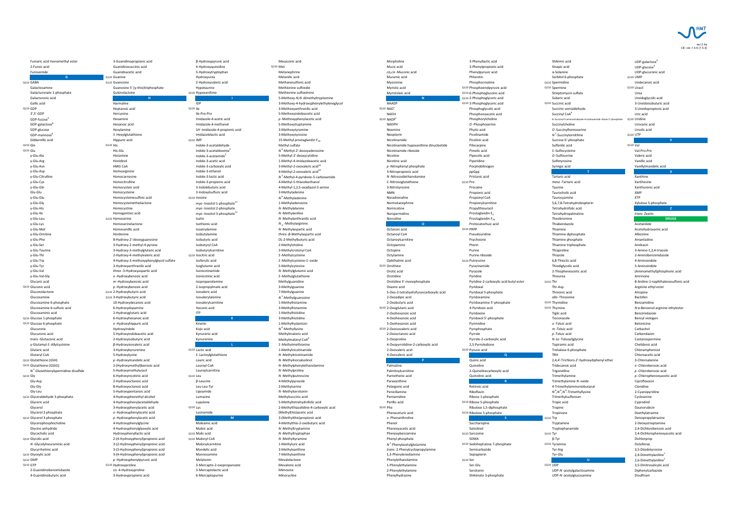- Fumaric acid monomethyl ester
- 2-Furoic acid
- Furosemide

### G

- Q110 GABA
- Galactosamine
- Galacturonate 1-phosphate
- Galacturonic acid
- Gallic acid
- Q110 GDP
- 3',5'-GDP
- GDP-fucose[5]
- GDP-galactose[8]
- GDP-glucose
- GDP-mannose[8]
- Gibberellic acid
- Q110 Gln
- Q110 Glu
- γ-Glu-Ala
- γ-Glu-Arg
- γ-Glu-Asn
- γ-Glu-Asp
- γ-Glu-Citrulline
- γ-Glu-Cys
- γ-Glu-Gln
- Glu-Glu
- γ-Glu-Glu
- γ-Glu-Gly
- γ-Glu-His
- γ-Glu-Ile
- γ-Glu-Leu
- γ-Glu-Lys
- γ-Glu-Met
- γ-Glu-Ornithine
- γ-Glu-Phe
- γ-Glu-Ser
- γ-Glu-Taurine
- γ-Glu-Thr
- γ-Glu-Trp
- γ-Glu-Tyr
- γ-Glu-Val
- γ-Glu-Val-Gly
- Glucaric acid
- Q110 Gluconic acid
- Gluconolactone
- Glucosamine
- Glucosamine 6-phosphate
- Glucosamine 6-sulfuric acid
- Glucosaminic acid
- Q110 Glucose 1-phosphate
- Q110 Glucose 6-phosphate
- Glucurone
- Glucuronic acid
- *trans*-Glutaconic acid
- γ-Glutamyl-*S*-Allylcysteine
- Glutaric acid
- Glutaryl CoA
- Q110 Glutathione (GSH)
- Q110 Glutathione (GSSG)
- $N^1$-Glutathionylspermidine disulfide
- Q110 Gly
- Gly-Asp
- Gly-Gly
- Gly-Leu
- Q110 Glyceraldehyde 3-phosphate
- Glyceric acid
- Glycerol
- Glycerol 2-phosphate
- Q110 Glycerol 3-phosphate
- Glycerophosphocholine
- Glycine anhydride
- Glycocholic acid
- Q110 Glycolic acid
- *N*-Glycolylneuraminic acid
- Glycyrrhetinic acid
- Q110 Glyoxylic acid
- Q110 GMP
- Q110 GTP
- 2-Guanidinobenzimidazole
- 4-Guanidinobutyric acid
- 3-Guanidinopropionic acid
- Guanidinosuccinic acid
- Guanidoacetic acid
- Q110 Guanine
- Q110 Guanosine
- Guanosine 5'-(γ-thio)triphosphate
- Gulonolactone

### H

- Harmaline
- Heptanoic acid
- Hercynine
- Hexamine
- Hexanoic acid
- Hexylamine
- *S*-Hexylglutathione
- Hippuric acid
- Q110 His
- His-Glu
- Histamine
- Histidinol
- HMG CoA
- Homoarginine
- Homocarnosine
- Homocitrulline
- Homocysteic acid
- Homocysteine
- Homocysteinesulfinic acid
- Homocysteinethiolactone
- Homocystine
- Homogentisic acid
- Q110 Homoserine
- Homoserinelactone
- Homovanillic acid
- Hordenine
- 8-Hydroxy-2'-deoxyguanosine
- 3-Hydroxy-2-methyl-4-pyrone
- 3-Hydroxy-3-methylglutaric acid
- 2-Hydroxy-4-methylvaleric acid
- 4-Hydroxy-3-methoxyphenylglycol sulfate
- 3-Hydroxyanthranilic acid
- *threo*-3-Hydroxyaspartic acid
- *o*-Hydroxybenzoic acid
- *m*-Hydroxybenzoic acid
- *p*-Hydroxybenzoic acid
- Q110 2-Hydroxybutyric acid
- Q110 3-Hydroxybutyric acid
- 10-Hydroxydecanoic acid
- 6-Hydroxydopamine
- 2-Hydroxyglutaric acid
- 6-Hydroxyhexanoic acid
- *o*-Hydroxyhippuric acid
- Hydroxyindole
- 5-Hydroxyindoleacetic acid
- 2-Hydroxyisobutyric acid
- β-Hydroxyisovaleric acid
- 3-Hydroxykynurenine
- 5-Hydroxylysine
- *p*-Hydroxymandelic acid
- 2-(Hydroxymethyl)benzoic acid
- 5-Hydroxymethyluracil
- 6-Hydroxynicotinic acid
- 2-Hydroxyoctanoic acid
- 8-Hydroxyoctanoic acid
- 5-Hydroxypentanoic acid
- 4-Hydroxyphenethyl alcohol
- 4-Hydroxyphenylacetaldehyde
- 3-Hydroxyphenylacetic acid
- *o*-Hydroxyphenylacetic acid
- *p*-Hydroxyphenylacetic acid
- 4-Hydroxyphenylglycine
- 4-Hydroxyphenylglyoxylic acid
- Hydroxyphenyllactic acid
- 2-(4-Hydroxyphenyl)propionic acid
- 3-(2-Hydroxyphenyl)propionic acid
- 3-(3-Hydroxyphenyl)propionic acid
- 3-(4-Hydroxyphenyl)propionic acid
- *p*-Hydroxyphenylpyruvic acid
- Q110 Hydroxyproline
- *cis*-4-Hydroxyproline
- 3-Hydroxypropionic acid
- β-Hydroxypyruvic acid
- 4-Hydroxyquinoline
- 5-Hydroxytryptophan
- Hydroxyurea
- 2-Hydroxyvaleric acid
- Hypotaurine
- Q110 Hypoxanthine

### I

- IDP
- Q110 Ile
- Ile-Pro-Pro
- Imidazole-4-acetic acid
- Imidazole-4-methanol
- 1*H*-Imidazole-4-propionic acid
- Imidazolelactic acid
- Q110 IMP
- Indole-3-acetaldehyde
- Indole-3-acetaldoxime[3]
- Indole-3-acetamide[3]
- Indole-3-acetic acid
- Indole-3-carboxylic acid
- Indole-3-ethanol
- Indole-3-lactic acid
- Indole-3-propionic acid
- 3-Indolebutyric acid
- 3-Indoxylsulfuric acid
- Q110 Inosine
- *myo*-Inositol 1-phosphate[11]
- *myo*-Inositol 2-phosphate
- *myo*-Inositol 3-phosphate[11]
- Isatin
- Isethionic acid
- Isoamylamine
- Isobutylamine
- Isobutyric acid
- Isobutyryl CoA
- Isobutyrylcarnitine
- Q110 Isocitric acid
- Isoferulic acid
- Isoglutamic acid
- Isonicotinamide
- Isonicotinic acid
- Isopropanolamine
- 2-Isopropylmalic acid
- Isovaleric acid
- Isovalerylalanine
- Isovalerylcarnitine
- Itaconic acid
- ITP

### K

- Kinetin
- Kojic acid
- Kynurenic acid
- Kynurenine

### L

- Q110 Lactic acid
- *S*-Lactoylglutathione
- Lauric acid
- Lauroyl CoA
- Lauroylcarnitine
- Q110 Leu
- β-Leucine
- Leu-Leu-Tyr
- Lipoamide
- Lumazine
- Lupulone
- Q110 Lys
- Lysinamide

### M

- Maleamic acid
- Maleic acid
- Q110 Malic acid
- Q110 Malonyl CoA
- Malonylcarnitine
- Mandelic acid
- Mannosamine
- Melatonin
- 3-Mercapto-2-oxopropanoate
- 3-Mercaptolactic acid
- 6-Mercaptopurine
- Mesaconic acid
- Q110 Met
- Metanephrine
- Metanilic acid
- Methanesulfonic acid
- Methionine sulfoxide
- Methionine sulfoxime
- 5-Methoxy-*N*,*N*-dimethyltryptamine
- 3-Methoxy-4-hydroxyphenylethyleneglycol
- 3-Methoxyanthranilic acid
- 5-Methoxyindoleacetic acid
- *p*-Methoxyphenylacetic acid
- 5-Methoxytryptamine
- 3-Methoxytyramine
- 3-Methoxytyrosine
- 15-Methyl prostaglandin $F_{2\alpha}$
- Methyl sulfate
- $N^6$-Methyl-2'-deoxyadenosine
- 5-Methyl-2'-deoxycytidine
- 1-Methyl-4-imidazoleacetic acid
- 3-Methyl-2-oxovaleric acid[10]
- 4-Methyl-2-oxovaleric acid[10]
- $N^1$-Methyl-4-pyridone-5-carboxamide
- 4-Methyl-5-thiazoleethanol
- 4-Methyl-1,2,5-oxadiazol-3-amine
- 3-Methyladenine
- $N^6$-Methyladenine
- 1-Methyladenosine
- *N*-Methylalanine
- *N*-Methylaniline
- *N*-Methylanthranilic acid
- $N_{\omega}$-Methylarginine
- *N*-Methylaspartic acid
- *threo*-β-Methylaspartic acid
- DL-2-Methylbutyric acid
- 2-Methylcholine
- 3-Methylcrotonyl CoA
- *S*-Methylcysteine
- *S*-Methylcysteine-*S*-oxide
- 5-Methylcytosine
- *N*-Methylglutamic acid
- *S*-Methylglutathione
- Methylguanidine
- 3-Methylguanine
- 7-Methylguanine
- $N^2$-Methylguanosine
- 1-Methylhistamine
- 3-Methylhistamine
- 1-Methylhistidine
- 3-Methylhistidine
- 1-Methylhydantoin
- $N^6$-Methyllysine
- Methylmalonic acid
- Methylmalonyl CoA[6]
- *S*-Methylmethionine
- 1-Methylnicotinamide
- *N*-Methylnicotinamide
- *N*-Methylnorsalsolinol
- *N*-Methylphenylethanolamine
- *N*-Methylproline
- *N*-Methylputrescine
- 4-Methylpyrazole
- 2-Methylserine
- *N*-Methylserotonin
- Methylsuccinic acid
- 5-Methyltetrahydrofolic acid
- 2-Methylthiazolidine-4-carboxylic acid
- (Methylthio)acetic acid
- 3-(Methylthio)propionic acid
- 4-Methylthio-2-oxobutyric acid
- *N*-Methyltryptamine
- *N*-Methyltryptophan
- *N*-Methyltyramine
- 1-Methyluric acid
- 3-Methylxanthine
- 7-Methylxanthine
- Mevalolactone
- Mevalonic acid
- Mimosine
- Minocycline
- Morpholine
- Mucic acid
- *cis*,*cis*-Muconic acid
- Muramic acid
- Myosmine
- Myristic acid
- Myristoleic acid

### N

- NAADP
- Q110 $NAD^+$
- NADH
- Q110 $NADP^+$
- NADPH
- Neamine
- Neopterin
- Nicotinamide
- Nicotinamide hypoxanthine dinucleotide
- Nicotinamide riboside
- Nicotine
- Nicotinic acid
- *p*-Nitrophenyl phosphate
- 3-Nitropropionic acid
- *N*-Nitrosodiethanolamine
- *S*-Nitrosoglutathione
- 3-Nitrotyrosine
- NMN
- Noradrenaline
- Normetanephrine
- Nornicotine
- Norspermidine
- Norvaline

### O

- Octanoic acid
- Octanoyl CoA
- Octanoylcarnitine
- Octopamine
- Octopine
- Octylamine
- Ophthalmic acid
- Q110 Ornithine
- Orotic acid
- Orotidine
- Orotidine 5'-monophosphate
- Oxamic acid
- 5-Oxo-2-tetrahydrofurancarboxylic acid
- 2-Oxoadipic acid
- 2-Oxobutyric acid
- Q110 2-Oxoglutaric acid
- 2-Oxohexanoic acid
- 4-Oxohexanoic acid
- 5-Oxohexanoic acid
- Q110 2-Oxoisovaleric acid
- 2-Oxooctanoic acid
- 5-Oxoproline
- 4-Oxopyrrolidine-2-carboxylic acid
- 2-Oxovaleric acid
- 4-Oxovaleric acid

### P

- Palmatine
- Palmitoylcarnitine
- Pantothenic acid
- Paraxanthine
- Pelargonic acid
- Penicillamine
- Pentamidine
- Perillic acid
- Q110 Phe
- Phenaceturic acid
- *o*-Phenanthroline
- Phenol
- Phenoxyacetic acid
- Phenoxybenzamine
- Phenyl phosphate
- $N^2$-Phenylacetylglutamine
- *trans*-2-Phenylcyclopropylamine
- 1,3-Phenylenediamine
- Phenylethanolamine
- 1-Phenylethylamine
- 2-Phenylethylamine
- Phenylhydrazine
- 3-Phenyllactic acid
- 3-Phenylpropionic acid
- Phenylpyruvic acid
- Phloretin
- Phosphocreatine
- Q110 Phosphoenolpyruvic acid
- Q110 6-Phosphogluconic acid
- Q110 2-Phosphoglyceric acid
- Q110 3-Phosphoglyceric acid
- Phosphoglycolic acid
- Phosphonoacetic acid
- Phosphorylcholine
- *O*-Phosphoserine
- Phytic acid
- Picolinamide
- Picolinic acid
- Pilocarpine
- Pimelic acid
- Pipecolic acid
- Piperidine
- Porphobilinogen
- ppGpp
- Pristanic acid
- Q110 Pro
- Procaine
- Propionic acid
- Propionyl CoA
- Propionylcarnitine
- Propylthiouracil
- Prostaglandin $E_2$
- Prostaglandin $F_{2\alpha}$
- Protocatechuic acid
- Q110 PRPP
- Pseudouridine
- Psychosine
- Pterin
- Purine
- Purine riboside
- Q110 Putrescine
- Pyrazinamide
- Pyrazole
- Pyridine
- Pyridine-2-carboxylic acid butyl ester
- Pyridoxal
- Pyridoxal 5-phosphate
- Pyridoxamine
- Pyridoxamine 5'-phosphate
- 4-Pyridoxic acid
- Pyridoxine
- Pyridoxol 5'-phosphate
- Pyrimidine
- Pyrophosphate
- Pyrrole
- Pyrrole-2-carboxylic acid
- 2,5-Pyrroledione
- Q110 Pyruvic acid

### Q

- Quinic acid
- Quinoline
- 2-Quinolinecarboxylic acid
- Quinolinic acid

### R

- Retinoic acid
- Riboflavin
- Ribose 1-phosphate
- Q110 Ribose 5-phosphate
- Ribulose 1,5-diphosphate
- Q110 Ribulose 5-phosphate

### S

- Saccharopine
- Salsolinol
- Q110 Sarcosine
- SDMA
- Q110 Sedoheptulose 7-phosphate
- Semicarbazide
- Sepiapterin
- Q110 Ser
- Ser-Glu
- Serotonin
- Shikimate 3-phosphate
- Shikimic acid
- Sinapic acid
- α-Solanine
- Sorbitol 6-phosphate
- Q110 Spermidine
- Q110 Spermine
- Streptomycin sulfate
- Suberic acid
- Q110 Succinic acid
- Succinic semialdehyde
- Succinyl CoA[6]
- *N*-Succinyl-5-aminoimidazole-4-carboxamide ribose 5'-phosphate
- Succinylcholine
- *O*-Succinylhomoserine
- $N^2$-Succinylornithine
- Sucrose 6'-phosphate
- Sulfanilic acid
- *S*-Sulfocysteine
- *O*-Sulfoserine
- Sulfotyrosine
- Syringic acid

### T

- Tartaric acid
- *meso*-Tartaric acid
- Taurine
- Taurocholic acid
- Taurocyamine
- 5,6,7,8-Tetrahydrobiopterin
- Tetrahydrofolic acid
- Tetrahydropalmatine
- Theobromine
- Thiabendazole
- Thiamine
- Thiamine diphosphate
- Thiamine phosphate
- Thiamine triphosphate
- Thiaproline
- Thiazole
- 6,8-Thioctic acid
- Thiodiglycolic acid
- 2-Thiopheneacetic acid
- Thiourea
- Q110 Thr
- Thr-Asp
- Threonic acid
- *allo*-Threonine
- Q110 Thymidine
- Q110 Thymine
- Tiglic acid
- Tioconazole
- *o*-Toluic acid
- *m*-Toluic acid
- *p*-Toluic acid
- *N*-(*o*-Toluoyl)glycine
- Topiramic acid
- Trehalose 6-phosphate
- TRH
- 2,4,4'-Trichloro-2'-hydroxydiphenyl ether
- Tridecanoic acid
- Trigonelline
- Trimethylamine
- Trimethylamine *N*-oxide
- 4-Trimethylammoniobutanal
- $N^6$,$N^6$,$N^6$-Trimethyllysine
- Trimethylsulfonium
- Tropic acid
- Tropine
- Tropinone
- Q110 Trp
- Tryptamine
- Tryptophanamide
- Q110 Tyr
- β-Tyr
- Q110 Tyramine
- Tyr-Arg
- Tyr-Glu

### U

- Q110 UDP
- UDP-*N*-acetylgalactosamine
- UDP-*N*-acetylglucosamine
- UDP-galactose[4]
- UDP-glucose[4]
- UDP-glucuronic acid
- Q110 UMP
- Undecanoic acid
- Q110 Uracil
- Urea
- Ureidoglycolic acid
- Uric acid
- 3-Ureidoisobutyric acid
- 3-Ureidopropionic acid
- Q110 Uridine
- Urocanic acid
- Ursolic acid
- Q110 UTP

### V

- Q110 Val
- Val-Pro-Pro
- Valeric acid
- Vanillic acid
- Vanillylmandelic acid

### X

- Xanthine
- Xanthosine
- Xanthurenic acid
- XMP
- XTP
- Xylulose 5-phosphate

### Z

- *trans*-Zeatin

### DRUGS

- Acetanilide
- Acetohydroxamic acid
- Albizziine
- Amantadine
- Amikacin
- 3-Amino-1,2,4-triazole
- 2-Aminobenzimidazole
- 4-Aminoindole
- 5-Aminoindole
- (Aminomethyl)phosphonic acid
- Amrinone
- 8-Anilino-1-naphthalenesulfonic acid
- Arginine ethyl ester
- Atropine
- Baclofen
- Benzamidine
- *N*α-Benzoyl arginine ethylester
- Benzimidazole
- Benzyl viologen
- Betonicine
- Carbachol
- Carbendazim
- Castanospermine
- Chelidonic acid
- Chloramphenicol
- Chloroacetic acid
- 3-Chloroalanine
- *o*-Chlorobenzoic acid
- *p*-Chlorobenzoic acid
- *p*-Chlorophenoxyacetic acid
- Ciprofloxacin
- Clonidine
- 2-Cyanopyridine
- Cycloserine
- Cyprodinil
- Daunorubicin
- Deethylatrazine
- Deisopropylatrazine
- 2-Deoxystreptamine
- 2,4-Dichlorobenzoic acid
- 2,4-Dichlorophenoxyacetic acid
- Dichlorprop
- Diclofenac
- 3,5-Diiodotyrosine
- 2,4-Dimethylaniline[1]
- 2,6-Dimethylaniline[1]
- 3,5-Dinitrosalicylic acid
- Diphenylcarbazide
- Disulfiram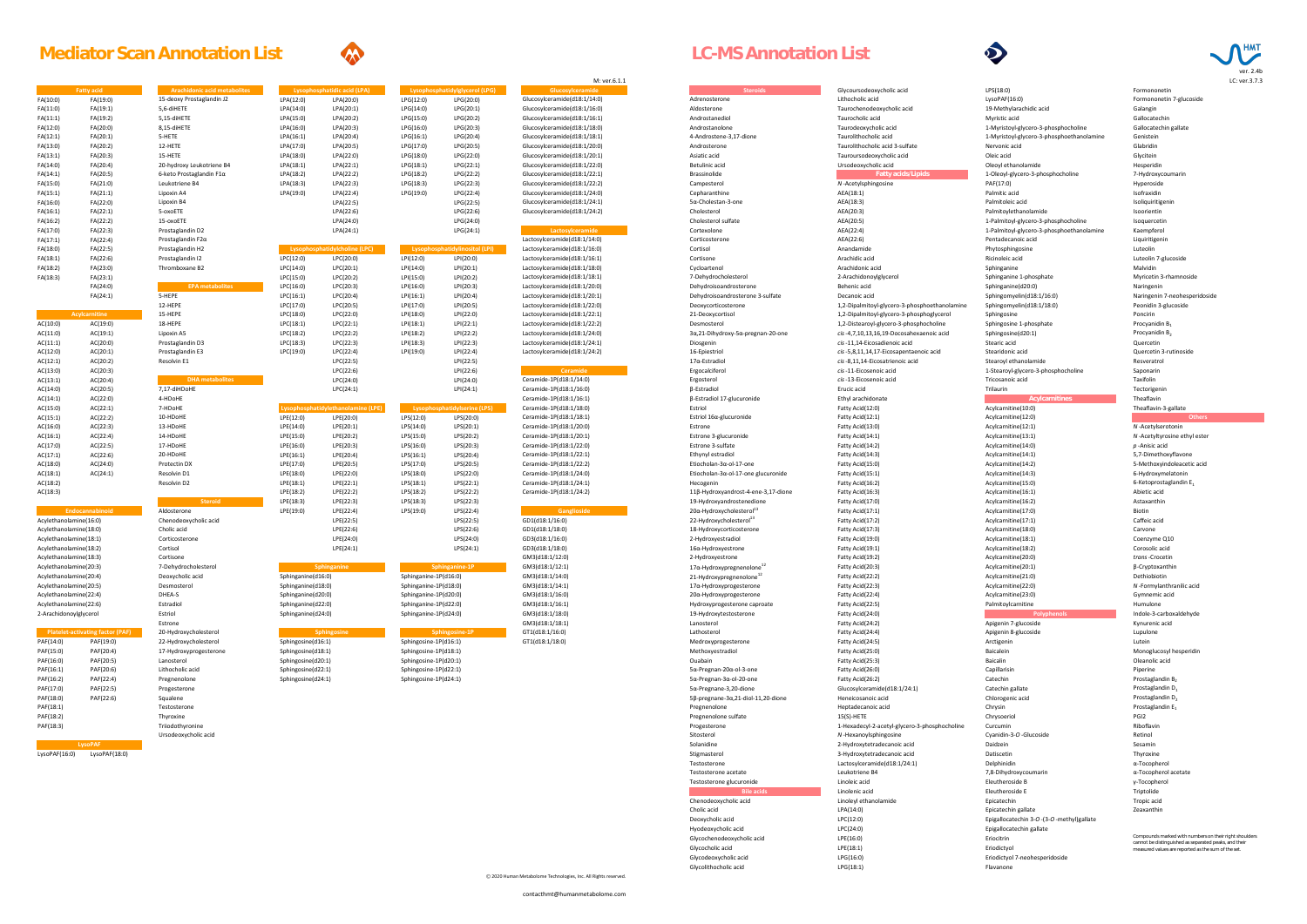# Mediator Scan Annotation List

M: ver.6.1.1

| Fatty acid | |
|---|---|
| FA(10:0) | FA(19:0) |
| FA(11:0) | FA(19:1) |
| FA(11:1) | FA(19:2) |
| FA(12:0) | FA(20:0) |
| FA(12:1) | FA(20:1) |
| FA(13:0) | FA(20:2) |
| FA(13:1) | FA(20:3) |
| FA(14:0) | FA(20:4) |
| FA(14:1) | FA(20:5) |
| FA(15:0) | FA(21:0) |
| FA(15:1) | FA(21:1) |
| FA(16:0) | FA(22:0) |
| FA(16:1) | FA(22:1) |
| FA(16:2) | FA(22:2) |
| FA(17:0) | FA(22:3) |
| FA(17:1) | FA(22:4) |
| FA(18:0) | FA(22:5) |
| FA(18:1) | FA(22:6) |
| FA(18:2) | FA(23:0) |
| FA(18:3) | FA(23:1) |
| | FA(24:0) |
| | FA(24:1) |

| Acylcarnitine | |
|---|---|
| AC(10:0) | AC(19:0) |
| AC(11:0) | AC(19:1) |
| AC(11:1) | AC(20:0) |
| AC(12:0) | AC(20:1) |
| AC(12:1) | AC(20:2) |
| AC(13:0) | AC(20:3) |
| AC(13:1) | AC(20:4) |
| AC(14:0) | AC(20:5) |
| AC(14:1) | AC(22:0) |
| AC(15:0) | AC(22:1) |
| AC(15:1) | AC(22:2) |
| AC(16:0) | AC(22:3) |
| AC(16:1) | AC(22:4) |
| AC(17:0) | AC(22:5) |
| AC(17:1) | AC(22:6) |
| AC(18:0) | AC(24:0) |
| AC(18:1) | AC(24:1) |
| AC(18:2) | |
| AC(18:3) | |

| Endocannabinoid |
|---|
| Acylethanolamine(16:0) |
| Acylethanolamine(18:0) |
| Acylethanolamine(18:1) |
| Acylethanolamine(18:2) |
| Acylethanolamine(18:3) |
| Acylethanolamine(20:3) |
| Acylethanolamine(20:4) |
| Acylethanolamine(20:5) |
| Acylethanolamine(22:4) |
| Acylethanolamine(22:6) |
| 2-Arachidonoylglycerol |

| Platelet-activating factor (PAF) | |
|---|---|
| PAF(14:0) | PAF(19:0) |
| PAF(15:0) | PAF(20:4) |
| PAF(16:0) | PAF(20:5) |
| PAF(16:1) | PAF(20:6) |
| PAF(16:2) | PAF(22:4) |
| PAF(17:0) | PAF(22:5) |
| PAF(18:0) | PAF(22:6) |
| PAF(18:1) | |
| PAF(18:2) | |
| PAF(18:3) | |

| LysoPAF | |
|---|---|
| LysoPAF(16:0) | LysoPAF(18:0) |

| Arachidonic acid metabolites |
|---|
| 15-deoxy Prostaglandin J2 |
| 5,6-diHETE |
| 5,15-diHETE |
| 8,15-diHETE |
| 5-HETE |
| 12-HETE |
| 15-HETE |
| 20-hydroxy Leukotriene B4 |
| 6-keto Prostaglandin F1α |
| Leukotriene B4 |
| Lipoxin A4 |
| Lipoxin B4 |
| 5-oxoETE |
| 15-oxoETE |
| Prostaglandin D2 |
| Prostaglandin F2α |
| Prostaglandin H2 |
| Prostaglandin I2 |
| Thromboxane B2 |

| EPA metabolites |
|---|
| 5-HEPE |
| 12-HEPE |
| 15-HEPE |
| 18-HEPE |
| Lipoxin A5 |
| Prostaglandin D3 |
| Prostaglandin E3 |
| Resolvin E1 |

| DHA metabolites |
|---|
| 7,17-diHDoHE |
| 4-HDoHE |
| 7-HDoHE |
| 10-HDoHE |
| 13-HDoHE |
| 14-HDoHE |
| 17-HDoHE |
| 20-HDoHE |
| Protectin DX |
| Resolvin D1 |
| Resolvin D2 |

| Steroid |
|---|
| Aldosterone |
| Chenodeoxycholic acid |
| Cholic acid |
| Corticosterone |
| Cortisol |
| Cortisone |
| 7-Dehydrocholesterol |
| Deoxycholic acid |
| Desmosterol |
| DHEA-S |
| Estradiol |
| Estriol |
| Estrone |
| 20-Hydroxycholesterol |
| 22-Hydroxycholesterol |
| 17-Hydroxyprogesterone |
| Lanosterol |
| Lithocholic acid |
| Pregnenolone |
| Progesterone |
| Squalene |
| Testosterone |
| Thyroxine |
| Triiodothyronine |
| Ursodeoxycholic acid |

| Lysophosphatidic acid (LPA) | |
|---|---|
| LPA(12:0) | LPA(20:0) |
| LPA(14:0) | LPA(20:1) |
| LPA(15:0) | LPA(20:2) |
| LPA(16:0) | LPA(20:3) |
| LPA(16:1) | LPA(20:4) |
| LPA(17:0) | LPA(20:5) |
| LPA(18:0) | LPA(22:0) |
| LPA(18:1) | LPA(22:1) |
| LPA(18:2) | LPA(22:2) |
| LPA(18:3) | LPA(22:3) |
| LPA(19:0) | LPA(22:4) |
| | LPA(22:5) |
| | LPA(22:6) |
| | LPA(24:0) |
| | LPA(24:1) |

| Lysophosphatidylcholine (LPC) | |
|---|---|
| LPC(12:0) | LPC(20:0) |
| LPC(14:0) | LPC(20:1) |
| LPC(15:0) | LPC(20:2) |
| LPC(16:0) | LPC(20:3) |
| LPC(16:1) | LPC(20:4) |
| LPC(17:0) | LPC(20:5) |
| LPC(18:0) | LPC(22:0) |
| LPC(18:1) | LPC(22:1) |
| LPC(18:2) | LPC(22:2) |
| LPC(18:3) | LPC(22:3) |
| LPC(19:0) | LPC(22:4) |
| | LPC(22:5) |
| | LPC(22:6) |
| | LPC(24:0) |
| | LPC(24:1) |

| Lysophosphatidylethanolamine (LPE) | |
|---|---|
| LPE(12:0) | LPE(20:0) |
| LPE(14:0) | LPE(20:1) |
| LPE(15:0) | LPE(20:2) |
| LPE(16:0) | LPE(20:3) |
| LPE(16:1) | LPE(20:4) |
| LPE(17:0) | LPE(20:5) |
| LPE(18:0) | LPE(22:0) |
| LPE(18:1) | LPE(22:1) |
| LPE(18:2) | LPE(22:2) |
| LPE(18:3) | LPE(22:3) |
| LPE(19:0) | LPE(22:4) |
| | LPE(22:5) |
| | LPE(22:6) |
| | LPE(24:0) |
| | LPE(24:1) |

| Sphinganine |
|---|
| Sphinganine(d16:0) |
| Sphinganine(d18:0) |
| Sphinganine(d20:0) |
| Sphinganine(d22:0) |
| Sphinganine(d24:0) |

| Sphingosine |
|---|
| Sphingosine(d16:1) |
| Sphingosine(d18:1) |
| Sphingosine(d20:1) |
| Sphingosine(d22:1) |
| Sphingosine(d24:1) |

| Lysophosphatidylglycerol (LPG) | |
|---|---|
| LPG(12:0) | LPG(20:0) |
| LPG(14:0) | LPG(20:1) |
| LPG(15:0) | LPG(20:2) |
| LPG(16:0) | LPG(20:3) |
| LPG(16:1) | LPG(20:4) |
| LPG(17:0) | LPG(20:5) |
| LPG(18:0) | LPG(22:0) |
| LPG(18:1) | LPG(22:1) |
| LPG(18:2) | LPG(22:2) |
| LPG(18:3) | LPG(22:3) |
| LPG(19:0) | LPG(22:4) |
| | LPG(22:5) |
| | LPG(22:6) |
| | LPG(24:0) |
| | LPG(24:1) |

| Lysophosphatidylinositol (LPI) | |
|---|---|
| LPI(12:0) | LPI(20:0) |
| LPI(14:0) | LPI(20:1) |
| LPI(15:0) | LPI(20:2) |
| LPI(16:0) | LPI(20:3) |
| LPI(16:1) | LPI(20:4) |
| LPI(17:0) | LPI(20:5) |
| LPI(18:0) | LPI(22:0) |
| LPI(18:1) | LPI(22:1) |
| LPI(18:2) | LPI(22:2) |
| LPI(18:3) | LPI(22:3) |
| LPI(19:0) | LPI(22:4) |
| | LPI(22:5) |
| | LPI(22:6) |
| | LPI(24:0) |
| | LPI(24:1) |

| Lysophosphatidylserine (LPS) | |
|---|---|
| LPS(12:0) | LPS(20:0) |
| LPS(14:0) | LPS(20:1) |
| LPS(15:0) | LPS(20:2) |
| LPS(16:0) | LPS(20:3) |
| LPS(16:1) | LPS(20:4) |
| LPS(17:0) | LPS(20:5) |
| LPS(18:0) | LPS(22:0) |
| LPS(18:1) | LPS(22:1) |
| LPS(18:2) | LPS(22:2) |
| LPS(18:3) | LPS(22:3) |
| LPS(19:0) | LPS(22:4) |
| | LPS(22:5) |
| | LPS(22:6) |
| | LPS(24:0) |
| | LPS(24:1) |

| Sphinganine-1P |
|---|
| Sphinganine-1P(d16:0) |
| Sphinganine-1P(d18:0) |
| Sphinganine-1P(d20:0) |
| Sphinganine-1P(d22:0) |
| Sphinganine-1P(d24:0) |

| Sphingosine-1P |
|---|
| Sphingosine-1P(d16:1) |
| Sphingosine-1P(d18:1) |
| Sphingosine-1P(d20:1) |
| Sphingosine-1P(d22:1) |
| Sphingosine-1P(d24:1) |

| Glucosylceramide |
|---|
| Glucosylceramide(d18:1/14:0) |
| Glucosylceramide(d18:1/16:0) |
| Glucosylceramide(d18:1/16:1) |
| Glucosylceramide(d18:1/18:0) |
| Glucosylceramide(d18:1/18:1) |
| Glucosylceramide(d18:1/20:0) |
| Glucosylceramide(d18:1/20:1) |
| Glucosylceramide(d18:1/22:0) |
| Glucosylceramide(d18:1/22:1) |
| Glucosylceramide(d18:1/22:2) |
| Glucosylceramide(d18:1/24:0) |
| Glucosylceramide(d18:1/24:1) |
| Glucosylceramide(d18:1/24:2) |

| Lactosylceramide |
|---|
| Lactosylceramide(d18:1/14:0) |
| Lactosylceramide(d18:1/16:0) |
| Lactosylceramide(d18:1/16:1) |
| Lactosylceramide(d18:1/18:0) |
| Lactosylceramide(d18:1/18:1) |
| Lactosylceramide(d18:1/20:0) |
| Lactosylceramide(d18:1/20:1) |
| Lactosylceramide(d18:1/22:0) |
| Lactosylceramide(d18:1/22:1) |
| Lactosylceramide(d18:1/22:2) |
| Lactosylceramide(d18:1/24:0) |
| Lactosylceramide(d18:1/24:1) |
| Lactosylceramide(d18:1/24:2) |

| Ceramide |
|---|
| Ceramide-1P(d18:1/14:0) |
| Ceramide-1P(d18:1/16:0) |
| Ceramide-1P(d18:1/16:1) |
| Ceramide-1P(d18:1/18:0) |
| Ceramide-1P(d18:1/18:1) |
| Ceramide-1P(d18:1/20:0) |
| Ceramide-1P(d18:1/20:1) |
| Ceramide-1P(d18:1/22:0) |
| Ceramide-1P(d18:1/22:1) |
| Ceramide-1P(d18:1/22:2) |
| Ceramide-1P(d18:1/24:0) |
| Ceramide-1P(d18:1/24:1) |
| Ceramide-1P(d18:1/24:2) |

| Ganglioside |
|---|
| GD1(d18:1/16:0) |
| GD1(d18:1/18:0) |
| GD3(d18:1/16:0) |
| GD3(d18:1/18:0) |
| GM3(d18:1/12:1) |
| GM3(d18:1/12:0) |
| GM3(d18:1/14:0) |
| GM3(d18:1/14:1) |
| GM3(d18:1/16:0) |
| GM3(d18:1/16:1) |
| GM3(d18:1/18:0) |
| GM3(d18:1/18:1) |
| GT1(d18:1/16:0) |
| GT1(d18:1/18:0) |

© 2020 Human Metabolome Technologies, Inc. All Rights reserved.

contacthmt@humanmetabolome.com

# LC-MS Annotation List

ver. 2.4b
LC: ver.3.7.3

| Steroids |
|---|
| Adrenosterone |
| Aldosterone |
| Androstanediol |
| Androstanolone |
| 4-Androstene-3,17-dione |
| Androsterone |
| Asiatic acid |
| Betulinic acid |
| Brassinolide |
| Campesterol |
| Cepharanthine |
| 5α-Cholestan-3-one |
| Cholesterol |
| Cholesterol sulfate |
| Cortexolone |
| Corticosterone |
| Cortisol |
| Cortisone |
| Cycloartenol |
| 7-Dehydrocholesterol |
| Dehydroisoandrosterone |
| Dehydroisoandrosterone 3-sulfate |
| Deoxycorticosterone |
| 21-Deoxycortisol |
| Desmosterol |
| 3α,21-Dihydroxy-5α-pregnan-20-one |
| Diosgenin |
| 16-Epiestriol |
| 17α-Estradiol |
| Ergocalciferol |
| Ergosterol |
| β-Estradiol |
| β-Estradiol 17-glucuronide |
| Estriol |
| Estriol 16α-glucuronide |
| Estrone |
| Estrone 3-glucuronide |
| Estrone 3-sulfate |
| Ethynyl estradiol |
| Etiocholan-3α-ol-17-one |
| Etiocholan-3α-ol-17-one glucuronide |
| Hecogenin |
| 11β-Hydroxyandrost-4-ene-3,17-dione |
| 19-Hydroxyandrostenedione |
| 20α-Hydroxycholesterol[*1] |
| 22-Hydroxycholesterol[*1] |
| 18-Hydroxycorticosterone |
| 2-Hydroxyestradiol |
| 16α-Hydroxyestrone |
| 2-Hydroxyestrone |
| 17α-Hydroxypregnenolone[*2] |
| 21-Hydroxypregnenolone[*2] |
| 17α-Hydroxyprogesterone |
| 20α-Hydroxyprogesterone |
| Hydroxyprogesterone caproate |
| 19-Hydroxytestosterone |
| Lanosterol |
| Lathosterol |
| Medroxyprogesterone |
| Methoxyestradiol |
| Ouabain |
| 5α-Pregnan-20α-ol-3-one |
| 5α-Pregnan-3α-ol-20-one |
| 5α-Pregnane-3,20-dione |
| 5β-pregnane-3α,21-diol-11,20-dione |
| Pregnenolone |
| Pregnenolone sulfate |
| Progesterone |
| Sitosterol |
| Solanidine |
| Stigmasterol |
| Testosterone |
| Testosterone acetate |
| Testosterone glucuronide |

| Bile acids |
|---|
| Chenodeoxycholic acid |
| Cholic acid |
| Deoxycholic acid |
| Hyodeoxycholic acid |
| Glycochenodeoxycholic acid |
| Glycocholic acid |
| Glycodeoxycholic acid |
| Glycolithocholic acid |
| Glycoursodeoxycholic acid |
| Lithocholic acid |
| Taurochenodeoxycholic acid |
| Taurocholic acid |
| Taurodeoxycholic acid |
| Taurolithocholic acid |
| Taurolithocholic acid 3-sulfate |
| Tauroursodeoxycholic acid |
| Ursodeoxycholic acid |

| Fatty acids/Lipids |
|---|
| *N*-Acetylsphingosine |
| AEA(18:1) |
| AEA(18:3) |
| AEA(20:3) |
| AEA(20:5) |
| AEA(22:4) |
| AEA(22:6) |
| Anandamide |
| Arachidic acid |
| Arachidonic acid |
| 2-Arachidonoylglycerol |
| Behenic acid |
| Decanoic acid |
| 1,2-Dipalmitoyl-glycero-3-phosphoethanolamine |
| 1,2-Dipalmitoyl-glycero-3-phosphoglycerol |
| 1,2-Distearoyl-glycero-3-phosphocholine |
| *cis*-4,7,10,13,16,19-Docosahexaenoic acid |
| *cis*-11,14-Eicosadienoic acid |
| *cis*-5,8,11,14,17-Eicosapentaenoic acid |
| *cis*-8,11,14-Eicosatrienoic acid |
| *cis*-11-Eicosenoic acid |
| *cis*-13-Eicosenoic acid |
| Erucic acid |
| Ethyl arachidonate |
| Fatty Acid(12:0) |
| Fatty Acid(12:1) |
| Fatty Acid(13:0) |
| Fatty Acid(14:1) |
| Fatty Acid(14:2) |
| Fatty Acid(14:3) |
| Fatty Acid(15:0) |
| Fatty Acid(15:1) |
| Fatty Acid(16:2) |
| Fatty Acid(16:3) |
| Fatty Acid(17:0) |
| Fatty Acid(17:1) |
| Fatty Acid(17:2) |
| Fatty Acid(17:3) |
| Fatty Acid(19:0) |
| Fatty Acid(19:1) |
| Fatty Acid(19:2) |
| Fatty Acid(20:3) |
| Fatty Acid(22:2) |
| Fatty Acid(22:3) |
| Fatty Acid(22:4) |
| Fatty Acid(22:5) |
| Fatty Acid(24:0) |
| Fatty Acid(24:2) |
| Fatty Acid(24:4) |
| Fatty Acid(24:5) |
| Fatty Acid(25:0) |
| Fatty Acid(25:3) |
| Fatty Acid(26:0) |
| Fatty Acid(26:2) |
| Glucosylceramide(d18:1/24:1) |
| Heneicosanoic acid |
| Heptadecanoic acid |
| 15(S)-HETE |
| 1-Hexadecyl-2-acetyl-glycero-3-phosphocholine |
| *N*-Hexanoylsphingosine |
| 2-Hydroxytetradecanoic acid |
| 3-Hydroxytetradecanoic acid |
| Lactosylceramide(d18:1/24:1) |
| Leukotriene B4 |
| Linoleic acid |
| Linolenic acid |
| Linoleyl ethanolamide |
| LPA(14:0) |
| LPC(12:0) |
| LPC(24:0) |
| LPE(16:0) |
| LPE(18:1) |
| LPG(16:0) |
| LPG(18:1) |
| LPS(18:0) |
| LysoPAF(16:0) |
| 19-Methylarachidic acid |
| Myristic acid |
| 1-Myristoyl-glycero-3-phosphocholine |
| 1-Myristoyl-glycero-3-phosphoethanolamine |
| Nervonic acid |
| Oleic acid |
| Oleoyl ethanolamide |
| 1-Oleoyl-glycero-3-phosphocholine |
| PAF(17:0) |
| Palmitic acid |
| Palmitoleic acid |
| Palmitoylethanolamide |
| 1-Palmitoyl-glycero-3-phosphocholine |
| 1-Palmitoyl-glycero-3-phosphoethanolamine |
| Pentadecanoic acid |
| Phytosphingosine |
| Ricinoleic acid |
| Sphinganine |
| Sphinganine 1-phosphate |
| Sphinganine(d20:0) |
| Sphingomyelin(d18:1/16:0) |
| Sphingomyelin(d18:1/18:0) |
| Sphingosine |
| Sphingosine 1-phosphate |
| Sphingosine(d20:1) |
| Stearic acid |
| Stearidonic acid |
| Stearoyl ethanolamide |
| 1-Stearoyl-glycero-3-phosphocholine |
| Tricosanoic acid |
| Trilaurin |

| Acylcarnitines |
|---|
| Acylcarnitine(10:0) |
| Acylcarnitine(12:0) |
| Acylcarnitine(12:1) |
| Acylcarnitine(13:1) |
| Acylcarnitine(14:0) |
| Acylcarnitine(14:1) |
| Acylcarnitine(14:2) |
| Acylcarnitine(14:3) |
| Acylcarnitine(15:0) |
| Acylcarnitine(16:1) |
| Acylcarnitine(16:2) |
| Acylcarnitine(17:0) |
| Acylcarnitine(17:1) |
| Acylcarnitine(18:0) |
| Acylcarnitine(18:1) |
| Acylcarnitine(18:2) |
| Acylcarnitine(20:0) |
| Acylcarnitine(20:1) |
| Acylcarnitine(21:0) |
| Acylcarnitine(22:0) |
| Acylcarnitine(23:0) |
| Palmitoylcarnitine |

| Polyphenols |
|---|
| Apigenin 7-glucoside |
| Apigenin 8-glucoside |
| Arctigenin |
| Baicalein |
| Baicalin |
| Capillarisin |
| Catechin |
| Catechin gallate |
| Chlorogenic acid |
| Chrysin |
| Chrysoeriol |
| Curcumin |
| Cyanidin-3-*O*-Glucoside |
| Daidzein |
| Datiscetin |
| Delphinidin |
| 7,8-Dihydroxycoumarin |
| Eleutheroside B |
| Eleutheroside E |
| Epicatechin |
| Epicatechin gallate |
| Epigallocatechin 3-*O*-(3-*O*-methyl)gallate |
| Epigallocatechin gallate |
| Eriocitrin |
| Eriodictyol |
| Eriodictyol 7-neohesperidoside |
| Flavanone |
| Formononetin |
| Formononetin 7-glucoside |
| Galangin |
| Gallocatechin |
| Gallocatechin gallate |
| Genistein |
| Glabridin |
| Glycitein |
| Hesperidin |
| 7-Hydroxycoumarin |
| Hyperoside |
| Isoflavidin |
| Isoliquiritigenin |
| Isoorientin |
| Isoquercetin |
| Kaempferol |
| Liquiritigenin |
| Luteolin |
| Luteolin 7-glucoside |
| Malvidin |
| Myricetin 3-rhamnoside |
| Naringenin |
| Naringenin 7-neohesperidoside |
| Peonidin 3-glucoside |
| Poncirin |
| Procyanidin $B_1$ |
| Procyanidin $B_2$ |
| Quercetin |
| Quercetin 3-rutinoside |
| Resveratrol |
| Saponarin |
| Taxifolin |
| Tectorigenin |
| Theaflavin |
| Theaflavin-3-gallate |

| Others |
|---|
| *N*-Acetylserotonin |
| *N*-Acetyltyrosine ethyl ester |
| *p*-Anisic acid |
| 5,7-Dimethoxyflavone |
| 5-Methoxyindoleacetic acid |
| 6-Hydroxymelatonin |
| 6-Ketoprostaglandin $E_1$ |
| Abietic acid |
| Astaxanthin |
| Biotin |
| Caffeic acid |
| Carvone |
| Coenzyme Q10 |
| Corosolic acid |
| *trans*-Crocetin |
| β-Cryptoxanthin |
| Dethiobiotin |
| *N*-Formylanthranilic acid |
| Gymnemic acid |
| Humulone |
| Indole-3-carboxaldehyde |
| Kynurenic acid |
| Lupulone |
| Lutein |
| Monoglucosyl hesperidin |
| Oleanolic acid |
| Piperine |
| Prostaglandin $B_1$ |
| Prostaglandin $D_1$ |
| Prostaglandin $D_2$ |
| Prostaglandin $E_1$ |
| PGI2 |
| Riboflavin |
| Retinol |
| Sesamin |
| Thyroxine |
| α-Tocopherol |
| α-Tocopherol acetate |
| γ-Tocopherol |
| Triptolide |
| Tropic acid |
| Zeaxanthin |

Compounds marked with numbers on their right shoulders cannot be distinguished as separated peaks, and their measured values are reported as the sum of the set.